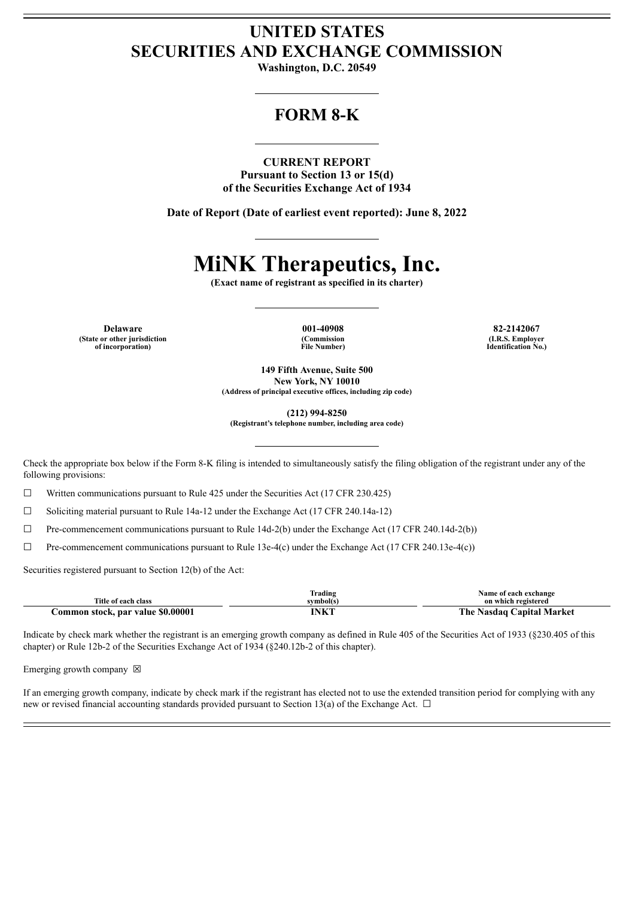# UNITED STATES
# SECURITIES AND EXCHANGE COMMISSION

**Washington, D.C. 20549**

## FORM 8-K

**CURRENT REPORT**
**Pursuant to Section 13 or 15(d)**
**of the Securities Exchange Act of 1934**

**Date of Report (Date of earliest event reported): June 8, 2022**

# MiNK Therapeutics, Inc.

**(Exact name of registrant as specified in its charter)**

| Delaware | 001-40908 | 82-2142067 |
|---|---|---|
| (State or other jurisdiction of incorporation) | (Commission File Number) | (I.R.S. Employer Identification No.) |

**149 Fifth Avenue, Suite 500**
**New York, NY 10010**
**(Address of principal executive offices, including zip code)**

**(212) 994-8250**
**(Registrant's telephone number, including area code)**

Check the appropriate box below if the Form 8-K filing is intended to simultaneously satisfy the filing obligation of the registrant under any of the following provisions:

☐ Written communications pursuant to Rule 425 under the Securities Act (17 CFR 230.425)

☐ Soliciting material pursuant to Rule 14a-12 under the Exchange Act (17 CFR 240.14a-12)

☐ Pre-commencement communications pursuant to Rule 14d-2(b) under the Exchange Act (17 CFR 240.14d-2(b))

☐ Pre-commencement communications pursuant to Rule 13e-4(c) under the Exchange Act (17 CFR 240.13e-4(c))

Securities registered pursuant to Section 12(b) of the Act:

| Title of each class | Trading symbol(s) | Name of each exchange on which registered |
|---|---|---|
| **Common stock, par value $0.00001** | **INKT** | **The Nasdaq Capital Market** |

Indicate by check mark whether the registrant is an emerging growth company as defined in Rule 405 of the Securities Act of 1933 (§230.405 of this chapter) or Rule 12b-2 of the Securities Exchange Act of 1934 (§240.12b-2 of this chapter).

Emerging growth company ☒

If an emerging growth company, indicate by check mark if the registrant has elected not to use the extended transition period for complying with any new or revised financial accounting standards provided pursuant to Section 13(a) of the Exchange Act. ☐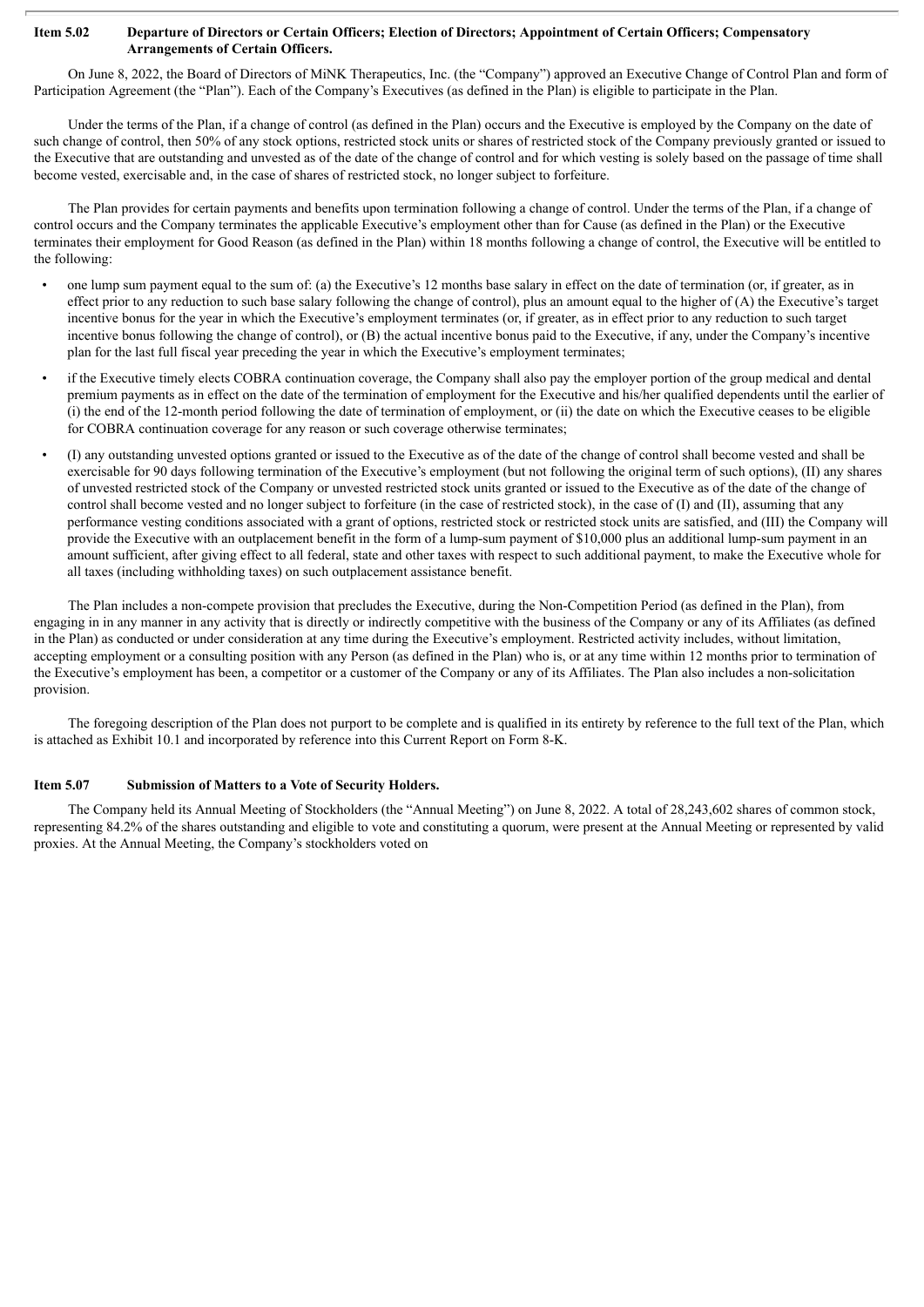**Item 5.02 Departure of Directors or Certain Officers; Election of Directors; Appointment of Certain Officers; Compensatory Arrangements of Certain Officers.**

On June 8, 2022, the Board of Directors of MiNK Therapeutics, Inc. (the "Company") approved an Executive Change of Control Plan and form of Participation Agreement (the "Plan"). Each of the Company's Executives (as defined in the Plan) is eligible to participate in the Plan.

Under the terms of the Plan, if a change of control (as defined in the Plan) occurs and the Executive is employed by the Company on the date of such change of control, then 50% of any stock options, restricted stock units or shares of restricted stock of the Company previously granted or issued to the Executive that are outstanding and unvested as of the date of the change of control and for which vesting is solely based on the passage of time shall become vested, exercisable and, in the case of shares of restricted stock, no longer subject to forfeiture.

The Plan provides for certain payments and benefits upon termination following a change of control. Under the terms of the Plan, if a change of control occurs and the Company terminates the applicable Executive's employment other than for Cause (as defined in the Plan) or the Executive terminates their employment for Good Reason (as defined in the Plan) within 18 months following a change of control, the Executive will be entitled to the following:

- one lump sum payment equal to the sum of: (a) the Executive's 12 months base salary in effect on the date of termination (or, if greater, as in effect prior to any reduction to such base salary following the change of control), plus an amount equal to the higher of (A) the Executive's target incentive bonus for the year in which the Executive's employment terminates (or, if greater, as in effect prior to any reduction to such target incentive bonus following the change of control), or (B) the actual incentive bonus paid to the Executive, if any, under the Company's incentive plan for the last full fiscal year preceding the year in which the Executive's employment terminates;
- if the Executive timely elects COBRA continuation coverage, the Company shall also pay the employer portion of the group medical and dental premium payments as in effect on the date of the termination of employment for the Executive and his/her qualified dependents until the earlier of (i) the end of the 12-month period following the date of termination of employment, or (ii) the date on which the Executive ceases to be eligible for COBRA continuation coverage for any reason or such coverage otherwise terminates;
- (I) any outstanding unvested options granted or issued to the Executive as of the date of the change of control shall become vested and shall be exercisable for 90 days following termination of the Executive's employment (but not following the original term of such options), (II) any shares of unvested restricted stock of the Company or unvested restricted stock units granted or issued to the Executive as of the date of the change of control shall become vested and no longer subject to forfeiture (in the case of restricted stock), in the case of (I) and (II), assuming that any performance vesting conditions associated with a grant of options, restricted stock or restricted stock units are satisfied, and (III) the Company will provide the Executive with an outplacement benefit in the form of a lump-sum payment of $10,000 plus an additional lump-sum payment in an amount sufficient, after giving effect to all federal, state and other taxes with respect to such additional payment, to make the Executive whole for all taxes (including withholding taxes) on such outplacement assistance benefit.

The Plan includes a non-compete provision that precludes the Executive, during the Non-Competition Period (as defined in the Plan), from engaging in in any manner in any activity that is directly or indirectly competitive with the business of the Company or any of its Affiliates (as defined in the Plan) as conducted or under consideration at any time during the Executive's employment. Restricted activity includes, without limitation, accepting employment or a consulting position with any Person (as defined in the Plan) who is, or at any time within 12 months prior to termination of the Executive's employment has been, a competitor or a customer of the Company or any of its Affiliates. The Plan also includes a non-solicitation provision.

The foregoing description of the Plan does not purport to be complete and is qualified in its entirety by reference to the full text of the Plan, which is attached as Exhibit 10.1 and incorporated by reference into this Current Report on Form 8-K.

**Item 5.07 Submission of Matters to a Vote of Security Holders.**

The Company held its Annual Meeting of Stockholders (the "Annual Meeting") on June 8, 2022. A total of 28,243,602 shares of common stock, representing 84.2% of the shares outstanding and eligible to vote and constituting a quorum, were present at the Annual Meeting or represented by valid proxies. At the Annual Meeting, the Company's stockholders voted on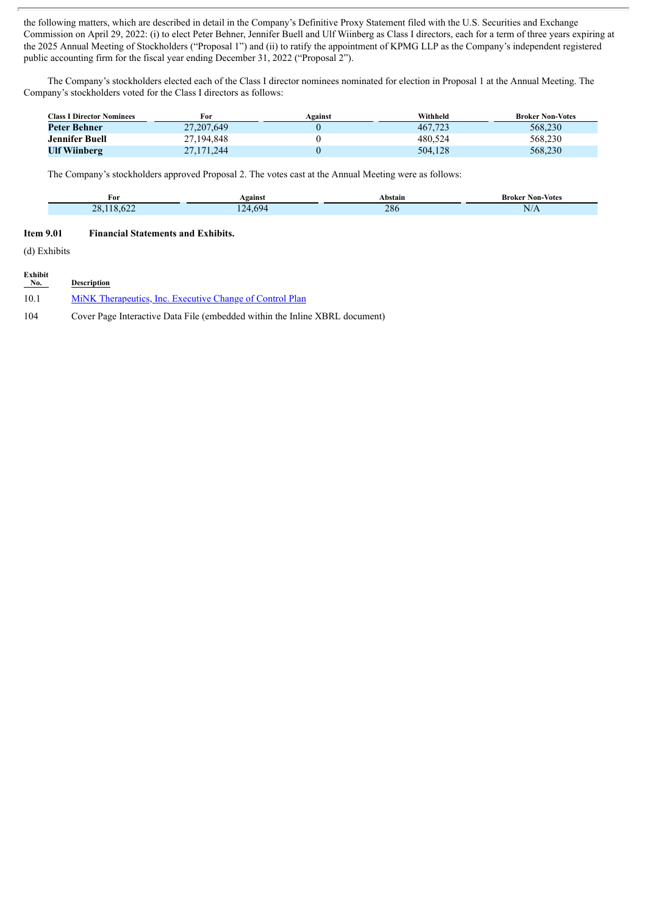the following matters, which are described in detail in the Company's Definitive Proxy Statement filed with the U.S. Securities and Exchange Commission on April 29, 2022: (i) to elect Peter Behner, Jennifer Buell and Ulf Wiinberg as Class I directors, each for a term of three years expiring at the 2025 Annual Meeting of Stockholders ("Proposal 1") and (ii) to ratify the appointment of KPMG LLP as the Company's independent registered public accounting firm for the fiscal year ending December 31, 2022 ("Proposal 2").

The Company's stockholders elected each of the Class I director nominees nominated for election in Proposal 1 at the Annual Meeting. The Company's stockholders voted for the Class I directors as follows:

| Class I Director Nominees | For | Against | Withheld | Broker Non-Votes |
|---|---|---|---|---|
| **Peter Behner** | 27,207,649 | 0 | 467,723 | 568,230 |
| **Jennifer Buell** | 27,194,848 | 0 | 480,524 | 568,230 |
| **Ulf Wiinberg** | 27,171,244 | 0 | 504,128 | 568,230 |

The Company's stockholders approved Proposal 2. The votes cast at the Annual Meeting were as follows:

| For | Against | Abstain | Broker Non-Votes |
|---|---|---|---|
| 28,118,622 | 124,694 | 286 | N/A |

**Item 9.01 Financial Statements and Exhibits.**

(d) Exhibits

| Exhibit No. | Description |
|---|---|
| 10.1 | MiNK Therapeutics, Inc. Executive Change of Control Plan |
| 104 | Cover Page Interactive Data File (embedded within the Inline XBRL document) |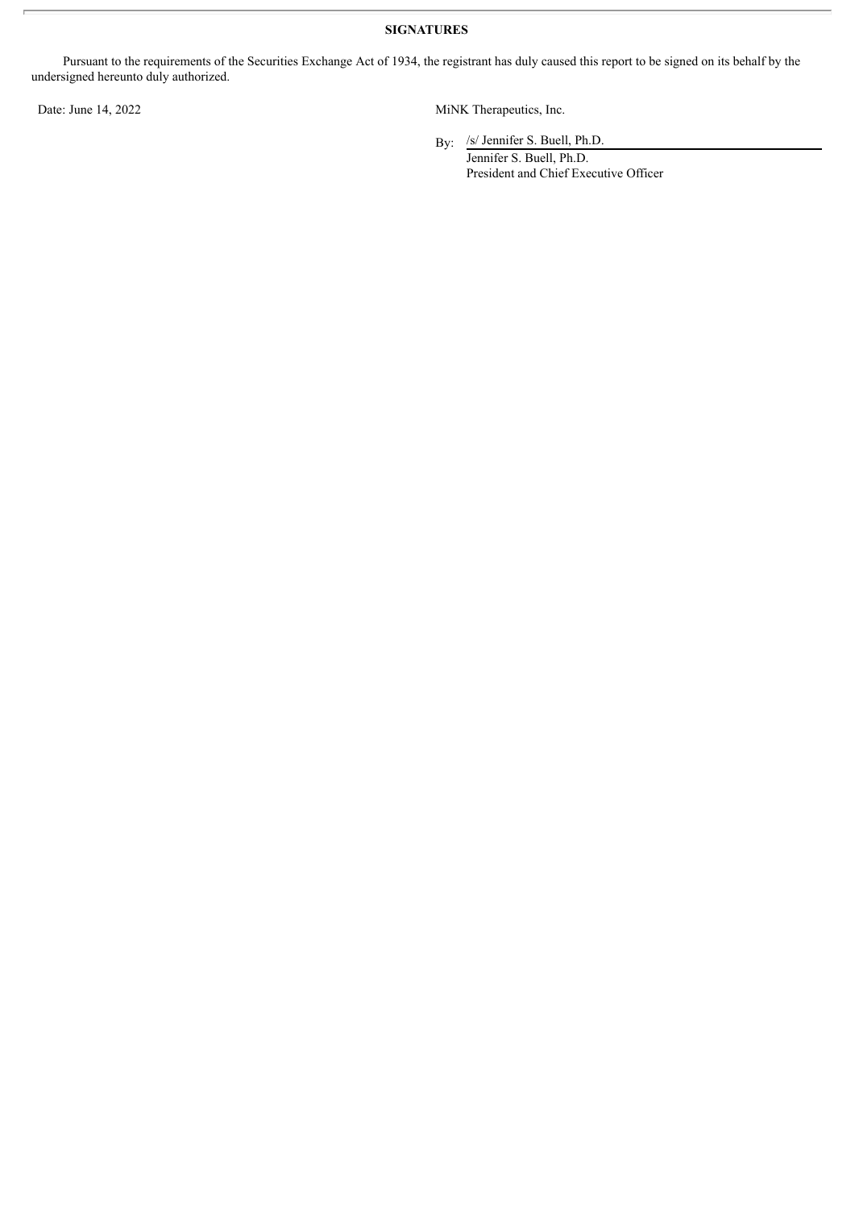## SIGNATURES

Pursuant to the requirements of the Securities Exchange Act of 1934, the registrant has duly caused this report to be signed on its behalf by the undersigned hereunto duly authorized.

Date: June 14, 2022

MiNK Therapeutics, Inc.

By: /s/ Jennifer S. Buell, Ph.D.
Jennifer S. Buell, Ph.D.
President and Chief Executive Officer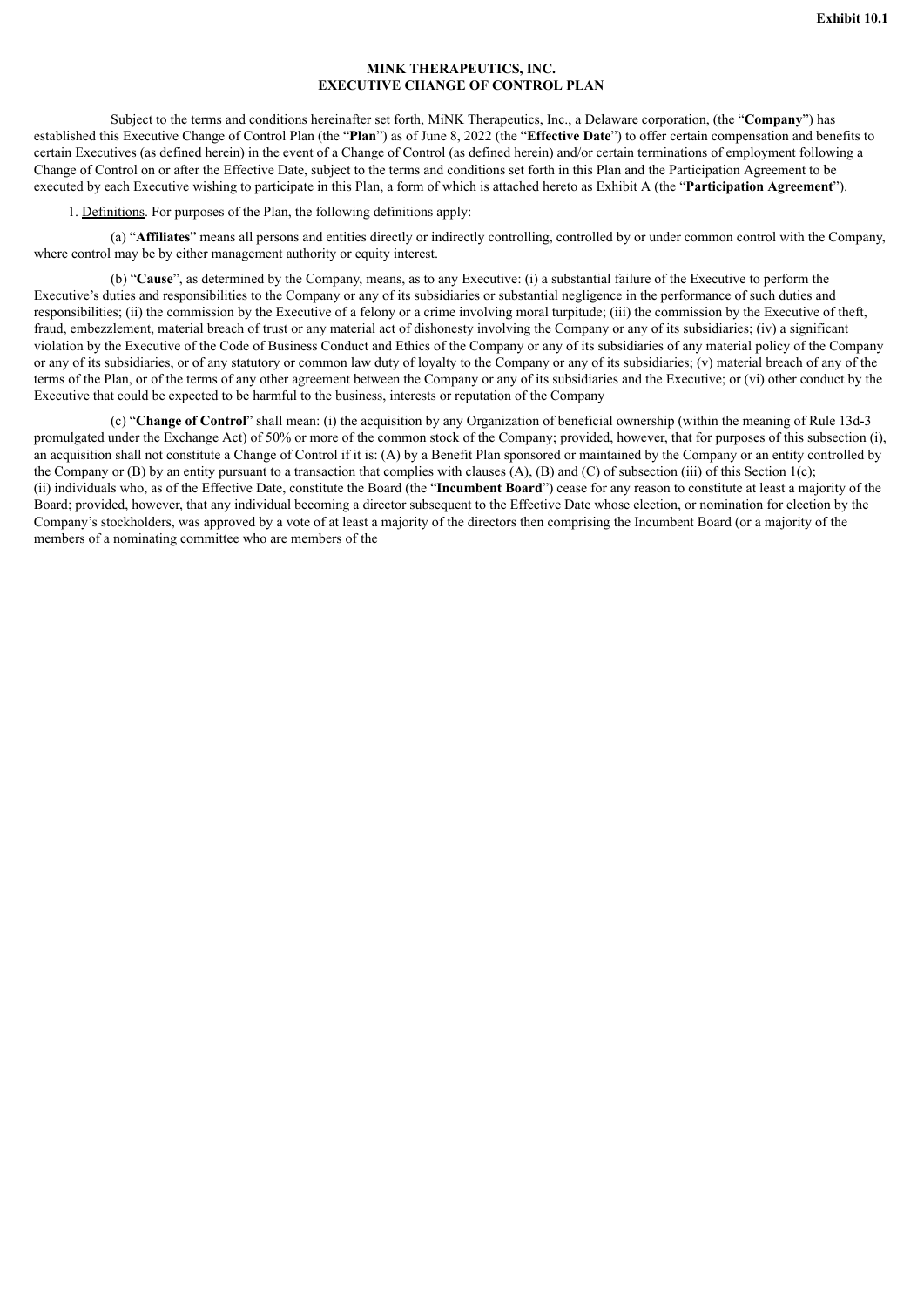**Exhibit 10.1**

**MINK THERAPEUTICS, INC.**
**EXECUTIVE CHANGE OF CONTROL PLAN**

Subject to the terms and conditions hereinafter set forth, MiNK Therapeutics, Inc., a Delaware corporation, (the "**Company**") has established this Executive Change of Control Plan (the "**Plan**") as of June 8, 2022 (the "**Effective Date**") to offer certain compensation and benefits to certain Executives (as defined herein) in the event of a Change of Control (as defined herein) and/or certain terminations of employment following a Change of Control on or after the Effective Date, subject to the terms and conditions set forth in this Plan and the Participation Agreement to be executed by each Executive wishing to participate in this Plan, a form of which is attached hereto as Exhibit A (the "**Participation Agreement**").

1. Definitions. For purposes of the Plan, the following definitions apply:

(a) "**Affiliates**" means all persons and entities directly or indirectly controlling, controlled by or under common control with the Company, where control may be by either management authority or equity interest.

(b) "**Cause**", as determined by the Company, means, as to any Executive: (i) a substantial failure of the Executive to perform the Executive's duties and responsibilities to the Company or any of its subsidiaries or substantial negligence in the performance of such duties and responsibilities; (ii) the commission by the Executive of a felony or a crime involving moral turpitude; (iii) the commission by the Executive of theft, fraud, embezzlement, material breach of trust or any material act of dishonesty involving the Company or any of its subsidiaries; (iv) a significant violation by the Executive of the Code of Business Conduct and Ethics of the Company or any of its subsidiaries of any material policy of the Company or any of its subsidiaries, or of any statutory or common law duty of loyalty to the Company or any of its subsidiaries; (v) material breach of any of the terms of the Plan, or of the terms of any other agreement between the Company or any of its subsidiaries and the Executive; or (vi) other conduct by the Executive that could be expected to be harmful to the business, interests or reputation of the Company

(c) "**Change of Control**" shall mean: (i) the acquisition by any Organization of beneficial ownership (within the meaning of Rule 13d-3 promulgated under the Exchange Act) of 50% or more of the common stock of the Company; provided, however, that for purposes of this subsection (i), an acquisition shall not constitute a Change of Control if it is: (A) by a Benefit Plan sponsored or maintained by the Company or an entity controlled by the Company or (B) by an entity pursuant to a transaction that complies with clauses (A), (B) and (C) of subsection (iii) of this Section 1(c); (ii) individuals who, as of the Effective Date, constitute the Board (the "**Incumbent Board**") cease for any reason to constitute at least a majority of the Board; provided, however, that any individual becoming a director subsequent to the Effective Date whose election, or nomination for election by the Company's stockholders, was approved by a vote of at least a majority of the directors then comprising the Incumbent Board (or a majority of the members of a nominating committee who are members of the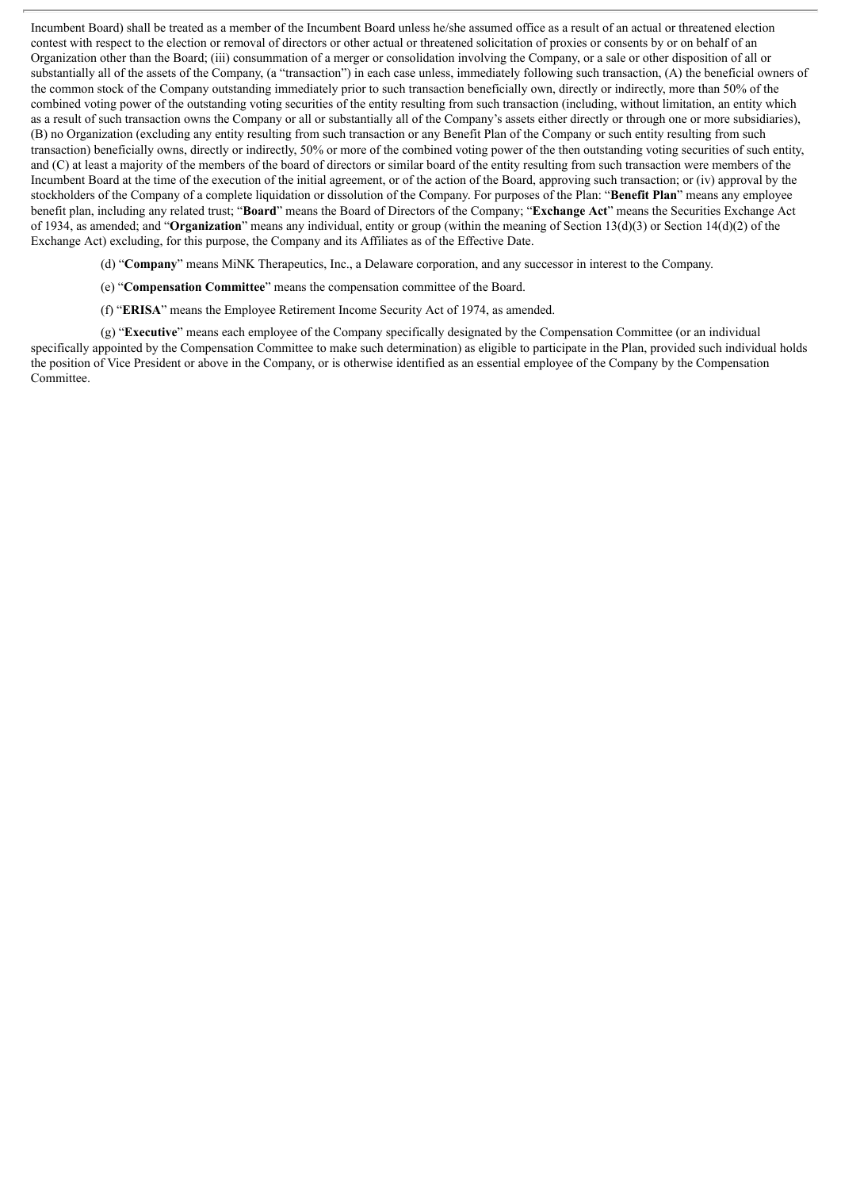Incumbent Board) shall be treated as a member of the Incumbent Board unless he/she assumed office as a result of an actual or threatened election contest with respect to the election or removal of directors or other actual or threatened solicitation of proxies or consents by or on behalf of an Organization other than the Board; (iii) consummation of a merger or consolidation involving the Company, or a sale or other disposition of all or substantially all of the assets of the Company, (a "transaction") in each case unless, immediately following such transaction, (A) the beneficial owners of the common stock of the Company outstanding immediately prior to such transaction beneficially own, directly or indirectly, more than 50% of the combined voting power of the outstanding voting securities of the entity resulting from such transaction (including, without limitation, an entity which as a result of such transaction owns the Company or all or substantially all of the Company's assets either directly or through one or more subsidiaries), (B) no Organization (excluding any entity resulting from such transaction or any Benefit Plan of the Company or such entity resulting from such transaction) beneficially owns, directly or indirectly, 50% or more of the combined voting power of the then outstanding voting securities of such entity, and (C) at least a majority of the members of the board of directors or similar board of the entity resulting from such transaction were members of the Incumbent Board at the time of the execution of the initial agreement, or of the action of the Board, approving such transaction; or (iv) approval by the stockholders of the Company of a complete liquidation or dissolution of the Company. For purposes of the Plan: "**Benefit Plan**" means any employee benefit plan, including any related trust; "**Board**" means the Board of Directors of the Company; "**Exchange Act**" means the Securities Exchange Act of 1934, as amended; and "**Organization**" means any individual, entity or group (within the meaning of Section 13(d)(3) or Section 14(d)(2) of the Exchange Act) excluding, for this purpose, the Company and its Affiliates as of the Effective Date.

(d) "**Company**" means MiNK Therapeutics, Inc., a Delaware corporation, and any successor in interest to the Company.

(e) "**Compensation Committee**" means the compensation committee of the Board.

(f) "**ERISA**" means the Employee Retirement Income Security Act of 1974, as amended.

(g) "**Executive**" means each employee of the Company specifically designated by the Compensation Committee (or an individual specifically appointed by the Compensation Committee to make such determination) as eligible to participate in the Plan, provided such individual holds the position of Vice President or above in the Company, or is otherwise identified as an essential employee of the Company by the Compensation Committee.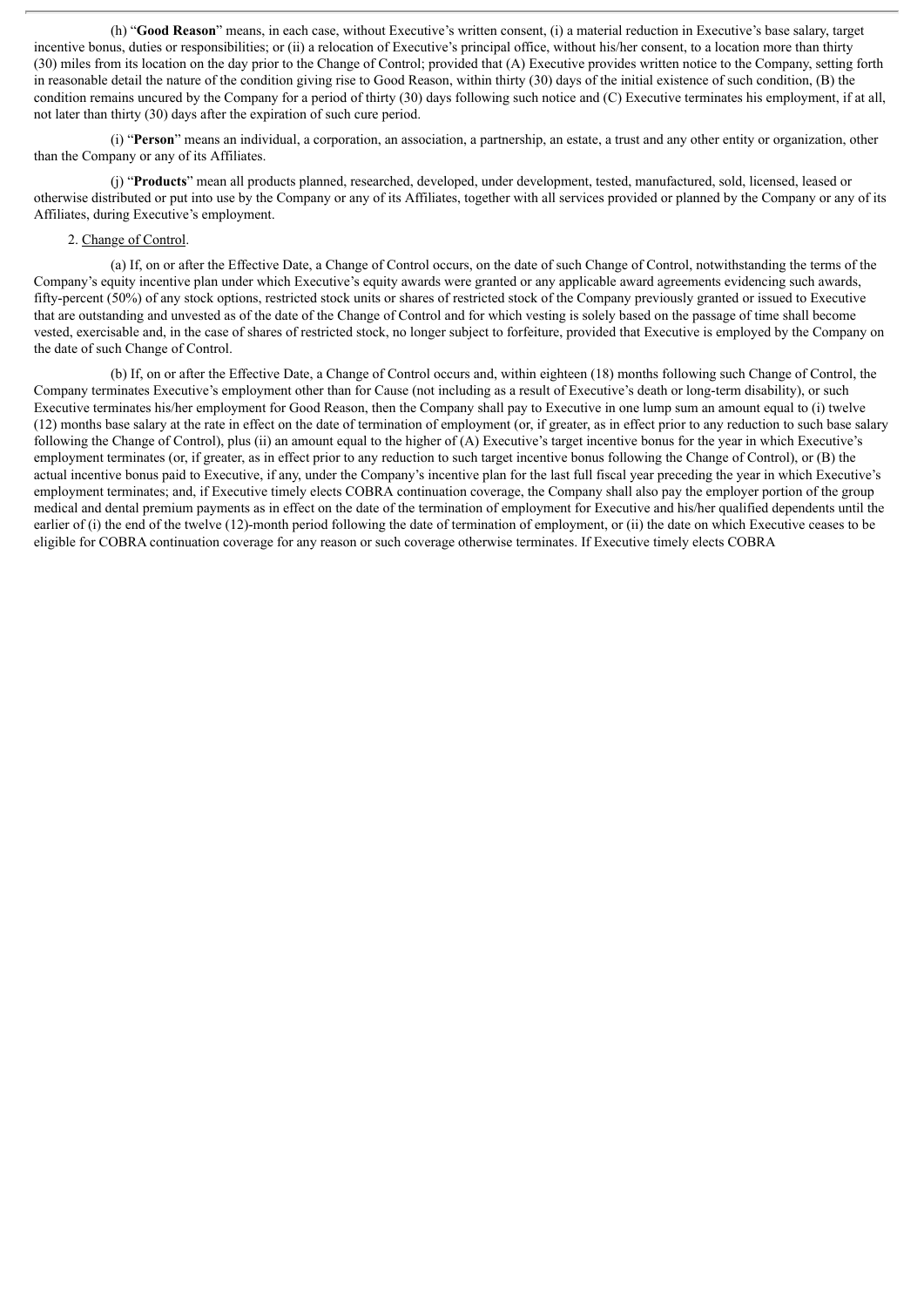(h) "**Good Reason**" means, in each case, without Executive's written consent, (i) a material reduction in Executive's base salary, target incentive bonus, duties or responsibilities; or (ii) a relocation of Executive's principal office, without his/her consent, to a location more than thirty (30) miles from its location on the day prior to the Change of Control; provided that (A) Executive provides written notice to the Company, setting forth in reasonable detail the nature of the condition giving rise to Good Reason, within thirty (30) days of the initial existence of such condition, (B) the condition remains uncured by the Company for a period of thirty (30) days following such notice and (C) Executive terminates his employment, if at all, not later than thirty (30) days after the expiration of such cure period.

(i) "**Person**" means an individual, a corporation, an association, a partnership, an estate, a trust and any other entity or organization, other than the Company or any of its Affiliates.

(j) "**Products**" mean all products planned, researched, developed, under development, tested, manufactured, sold, licensed, leased or otherwise distributed or put into use by the Company or any of its Affiliates, together with all services provided or planned by the Company or any of its Affiliates, during Executive's employment.

2. Change of Control.

(a) If, on or after the Effective Date, a Change of Control occurs, on the date of such Change of Control, notwithstanding the terms of the Company's equity incentive plan under which Executive's equity awards were granted or any applicable award agreements evidencing such awards, fifty-percent (50%) of any stock options, restricted stock units or shares of restricted stock of the Company previously granted or issued to Executive that are outstanding and unvested as of the date of the Change of Control and for which vesting is solely based on the passage of time shall become vested, exercisable and, in the case of shares of restricted stock, no longer subject to forfeiture, provided that Executive is employed by the Company on the date of such Change of Control.

(b) If, on or after the Effective Date, a Change of Control occurs and, within eighteen (18) months following such Change of Control, the Company terminates Executive's employment other than for Cause (not including as a result of Executive's death or long-term disability), or such Executive terminates his/her employment for Good Reason, then the Company shall pay to Executive in one lump sum an amount equal to (i) twelve (12) months base salary at the rate in effect on the date of termination of employment (or, if greater, as in effect prior to any reduction to such base salary following the Change of Control), plus (ii) an amount equal to the higher of (A) Executive's target incentive bonus for the year in which Executive's employment terminates (or, if greater, as in effect prior to any reduction to such target incentive bonus following the Change of Control), or (B) the actual incentive bonus paid to Executive, if any, under the Company's incentive plan for the last full fiscal year preceding the year in which Executive's employment terminates; and, if Executive timely elects COBRA continuation coverage, the Company shall also pay the employer portion of the group medical and dental premium payments as in effect on the date of the termination of employment for Executive and his/her qualified dependents until the earlier of (i) the end of the twelve (12)-month period following the date of termination of employment, or (ii) the date on which Executive ceases to be eligible for COBRA continuation coverage for any reason or such coverage otherwise terminates. If Executive timely elects COBRA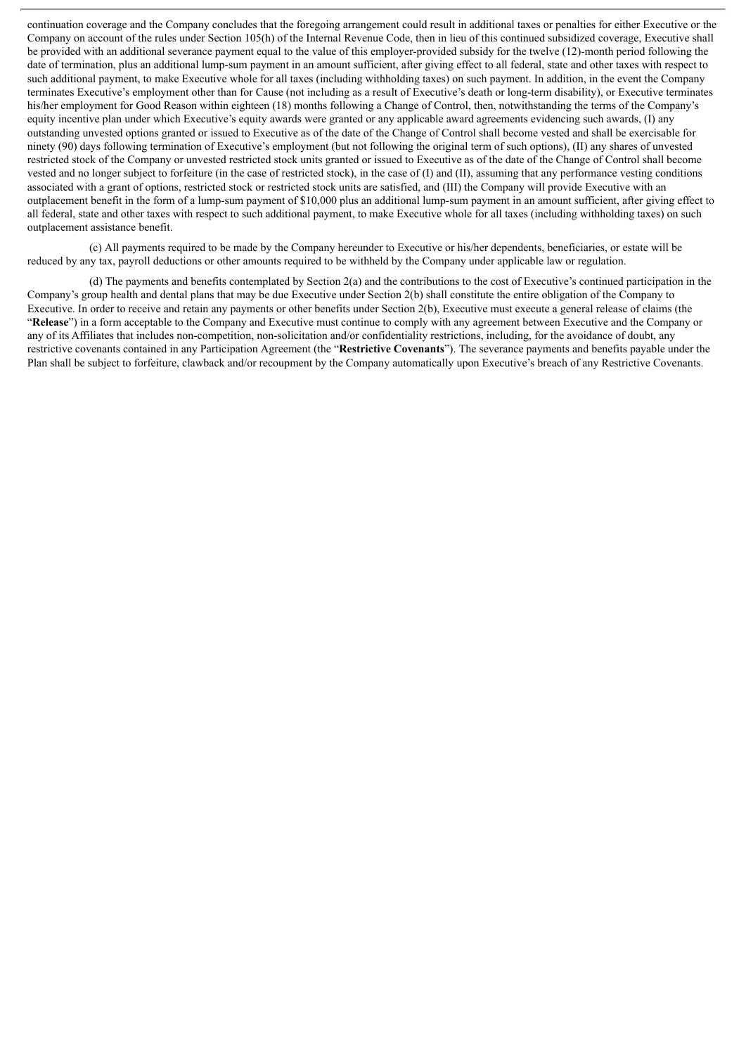continuation coverage and the Company concludes that the foregoing arrangement could result in additional taxes or penalties for either Executive or the Company on account of the rules under Section 105(h) of the Internal Revenue Code, then in lieu of this continued subsidized coverage, Executive shall be provided with an additional severance payment equal to the value of this employer-provided subsidy for the twelve (12)-month period following the date of termination, plus an additional lump-sum payment in an amount sufficient, after giving effect to all federal, state and other taxes with respect to such additional payment, to make Executive whole for all taxes (including withholding taxes) on such payment. In addition, in the event the Company terminates Executive's employment other than for Cause (not including as a result of Executive's death or long-term disability), or Executive terminates his/her employment for Good Reason within eighteen (18) months following a Change of Control, then, notwithstanding the terms of the Company's equity incentive plan under which Executive's equity awards were granted or any applicable award agreements evidencing such awards, (I) any outstanding unvested options granted or issued to Executive as of the date of the Change of Control shall become vested and shall be exercisable for ninety (90) days following termination of Executive's employment (but not following the original term of such options), (II) any shares of unvested restricted stock of the Company or unvested restricted stock units granted or issued to Executive as of the date of the Change of Control shall become vested and no longer subject to forfeiture (in the case of restricted stock), in the case of (I) and (II), assuming that any performance vesting conditions associated with a grant of options, restricted stock or restricted stock units are satisfied, and (III) the Company will provide Executive with an outplacement benefit in the form of a lump-sum payment of $10,000 plus an additional lump-sum payment in an amount sufficient, after giving effect to all federal, state and other taxes with respect to such additional payment, to make Executive whole for all taxes (including withholding taxes) on such outplacement assistance benefit.

(c) All payments required to be made by the Company hereunder to Executive or his/her dependents, beneficiaries, or estate will be reduced by any tax, payroll deductions or other amounts required to be withheld by the Company under applicable law or regulation.

(d) The payments and benefits contemplated by Section 2(a) and the contributions to the cost of Executive's continued participation in the Company's group health and dental plans that may be due Executive under Section 2(b) shall constitute the entire obligation of the Company to Executive. In order to receive and retain any payments or other benefits under Section 2(b), Executive must execute a general release of claims (the "**Release**") in a form acceptable to the Company and Executive must continue to comply with any agreement between Executive and the Company or any of its Affiliates that includes non-competition, non-solicitation and/or confidentiality restrictions, including, for the avoidance of doubt, any restrictive covenants contained in any Participation Agreement (the "**Restrictive Covenants**"). The severance payments and benefits payable under the Plan shall be subject to forfeiture, clawback and/or recoupment by the Company automatically upon Executive's breach of any Restrictive Covenants.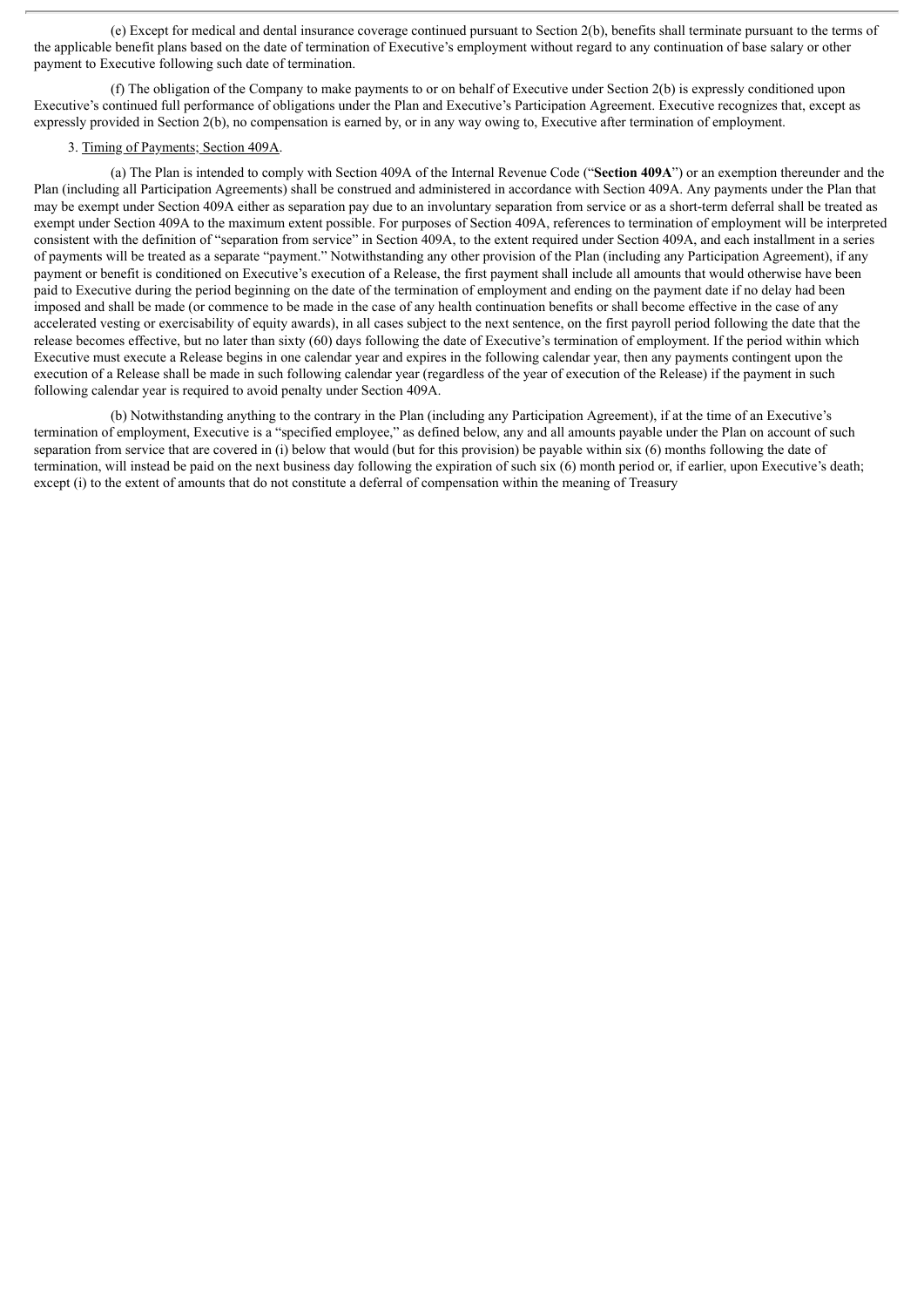(e) Except for medical and dental insurance coverage continued pursuant to Section 2(b), benefits shall terminate pursuant to the terms of the applicable benefit plans based on the date of termination of Executive's employment without regard to any continuation of base salary or other payment to Executive following such date of termination.

(f) The obligation of the Company to make payments to or on behalf of Executive under Section 2(b) is expressly conditioned upon Executive's continued full performance of obligations under the Plan and Executive's Participation Agreement. Executive recognizes that, except as expressly provided in Section 2(b), no compensation is earned by, or in any way owing to, Executive after termination of employment.

3. Timing of Payments; Section 409A.

(a) The Plan is intended to comply with Section 409A of the Internal Revenue Code ("**Section 409A**") or an exemption thereunder and the Plan (including all Participation Agreements) shall be construed and administered in accordance with Section 409A. Any payments under the Plan that may be exempt under Section 409A either as separation pay due to an involuntary separation from service or as a short-term deferral shall be treated as exempt under Section 409A to the maximum extent possible. For purposes of Section 409A, references to termination of employment will be interpreted consistent with the definition of "separation from service" in Section 409A, to the extent required under Section 409A, and each installment in a series of payments will be treated as a separate "payment." Notwithstanding any other provision of the Plan (including any Participation Agreement), if any payment or benefit is conditioned on Executive's execution of a Release, the first payment shall include all amounts that would otherwise have been paid to Executive during the period beginning on the date of the termination of employment and ending on the payment date if no delay had been imposed and shall be made (or commence to be made in the case of any health continuation benefits or shall become effective in the case of any accelerated vesting or exercisability of equity awards), in all cases subject to the next sentence, on the first payroll period following the date that the release becomes effective, but no later than sixty (60) days following the date of Executive's termination of employment. If the period within which Executive must execute a Release begins in one calendar year and expires in the following calendar year, then any payments contingent upon the execution of a Release shall be made in such following calendar year (regardless of the year of execution of the Release) if the payment in such following calendar year is required to avoid penalty under Section 409A.

(b) Notwithstanding anything to the contrary in the Plan (including any Participation Agreement), if at the time of an Executive's termination of employment, Executive is a "specified employee," as defined below, any and all amounts payable under the Plan on account of such separation from service that are covered in (i) below that would (but for this provision) be payable within six (6) months following the date of termination, will instead be paid on the next business day following the expiration of such six (6) month period or, if earlier, upon Executive's death; except (i) to the extent of amounts that do not constitute a deferral of compensation within the meaning of Treasury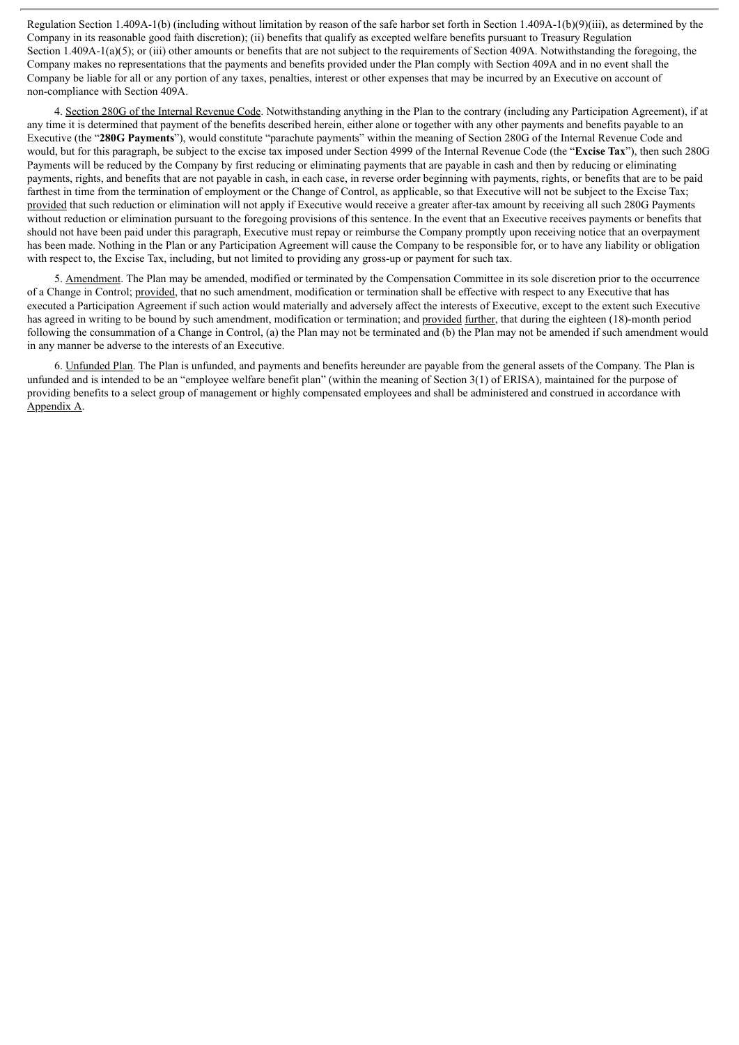Regulation Section 1.409A-1(b) (including without limitation by reason of the safe harbor set forth in Section 1.409A-1(b)(9)(iii), as determined by the Company in its reasonable good faith discretion); (ii) benefits that qualify as excepted welfare benefits pursuant to Treasury Regulation Section 1.409A-1(a)(5); or (iii) other amounts or benefits that are not subject to the requirements of Section 409A. Notwithstanding the foregoing, the Company makes no representations that the payments and benefits provided under the Plan comply with Section 409A and in no event shall the Company be liable for all or any portion of any taxes, penalties, interest or other expenses that may be incurred by an Executive on account of non-compliance with Section 409A.

4. Section 280G of the Internal Revenue Code. Notwithstanding anything in the Plan to the contrary (including any Participation Agreement), if at any time it is determined that payment of the benefits described herein, either alone or together with any other payments and benefits payable to an Executive (the "**280G Payments**"), would constitute "parachute payments" within the meaning of Section 280G of the Internal Revenue Code and would, but for this paragraph, be subject to the excise tax imposed under Section 4999 of the Internal Revenue Code (the "**Excise Tax**"), then such 280G Payments will be reduced by the Company by first reducing or eliminating payments that are payable in cash and then by reducing or eliminating payments, rights, and benefits that are not payable in cash, in each case, in reverse order beginning with payments, rights, or benefits that are to be paid farthest in time from the termination of employment or the Change of Control, as applicable, so that Executive will not be subject to the Excise Tax; provided that such reduction or elimination will not apply if Executive would receive a greater after-tax amount by receiving all such 280G Payments without reduction or elimination pursuant to the foregoing provisions of this sentence. In the event that an Executive receives payments or benefits that should not have been paid under this paragraph, Executive must repay or reimburse the Company promptly upon receiving notice that an overpayment has been made. Nothing in the Plan or any Participation Agreement will cause the Company to be responsible for, or to have any liability or obligation with respect to, the Excise Tax, including, but not limited to providing any gross-up or payment for such tax.

5. Amendment. The Plan may be amended, modified or terminated by the Compensation Committee in its sole discretion prior to the occurrence of a Change in Control; provided, that no such amendment, modification or termination shall be effective with respect to any Executive that has executed a Participation Agreement if such action would materially and adversely affect the interests of Executive, except to the extent such Executive has agreed in writing to be bound by such amendment, modification or termination; and provided further, that during the eighteen (18)-month period following the consummation of a Change in Control, (a) the Plan may not be terminated and (b) the Plan may not be amended if such amendment would in any manner be adverse to the interests of an Executive.

6. Unfunded Plan. The Plan is unfunded, and payments and benefits hereunder are payable from the general assets of the Company. The Plan is unfunded and is intended to be an "employee welfare benefit plan" (within the meaning of Section 3(1) of ERISA), maintained for the purpose of providing benefits to a select group of management or highly compensated employees and shall be administered and construed in accordance with Appendix A.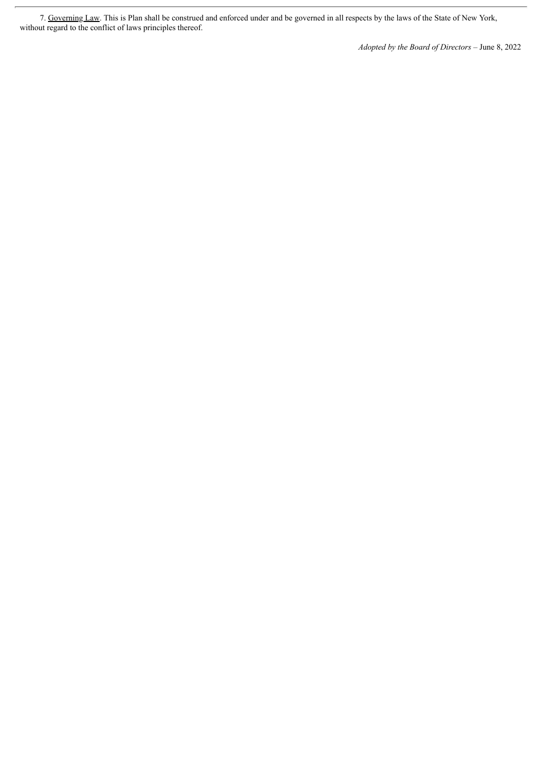7. Governing Law. This is Plan shall be construed and enforced under and be governed in all respects by the laws of the State of New York, without regard to the conflict of laws principles thereof.

*Adopted by the Board of Directors* – June 8, 2022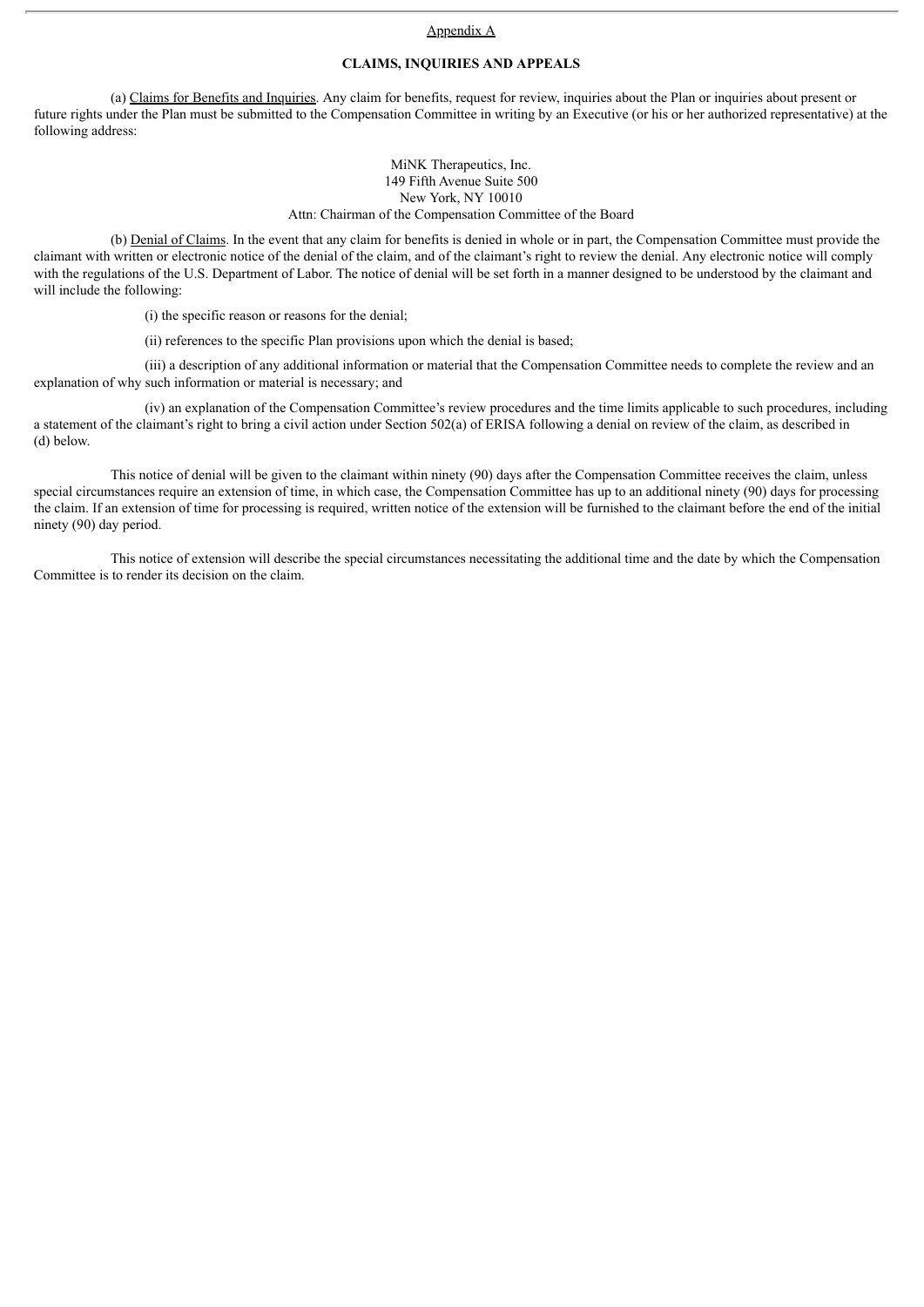Appendix A

**CLAIMS, INQUIRIES AND APPEALS**

(a) Claims for Benefits and Inquiries. Any claim for benefits, request for review, inquiries about the Plan or inquiries about present or future rights under the Plan must be submitted to the Compensation Committee in writing by an Executive (or his or her authorized representative) at the following address:

MiNK Therapeutics, Inc.
149 Fifth Avenue Suite 500
New York, NY 10010
Attn: Chairman of the Compensation Committee of the Board

(b) Denial of Claims. In the event that any claim for benefits is denied in whole or in part, the Compensation Committee must provide the claimant with written or electronic notice of the denial of the claim, and of the claimant's right to review the denial. Any electronic notice will comply with the regulations of the U.S. Department of Labor. The notice of denial will be set forth in a manner designed to be understood by the claimant and will include the following:

(i) the specific reason or reasons for the denial;

(ii) references to the specific Plan provisions upon which the denial is based;

(iii) a description of any additional information or material that the Compensation Committee needs to complete the review and an explanation of why such information or material is necessary; and

(iv) an explanation of the Compensation Committee's review procedures and the time limits applicable to such procedures, including a statement of the claimant's right to bring a civil action under Section 502(a) of ERISA following a denial on review of the claim, as described in (d) below.

This notice of denial will be given to the claimant within ninety (90) days after the Compensation Committee receives the claim, unless special circumstances require an extension of time, in which case, the Compensation Committee has up to an additional ninety (90) days for processing the claim. If an extension of time for processing is required, written notice of the extension will be furnished to the claimant before the end of the initial ninety (90) day period.

This notice of extension will describe the special circumstances necessitating the additional time and the date by which the Compensation Committee is to render its decision on the claim.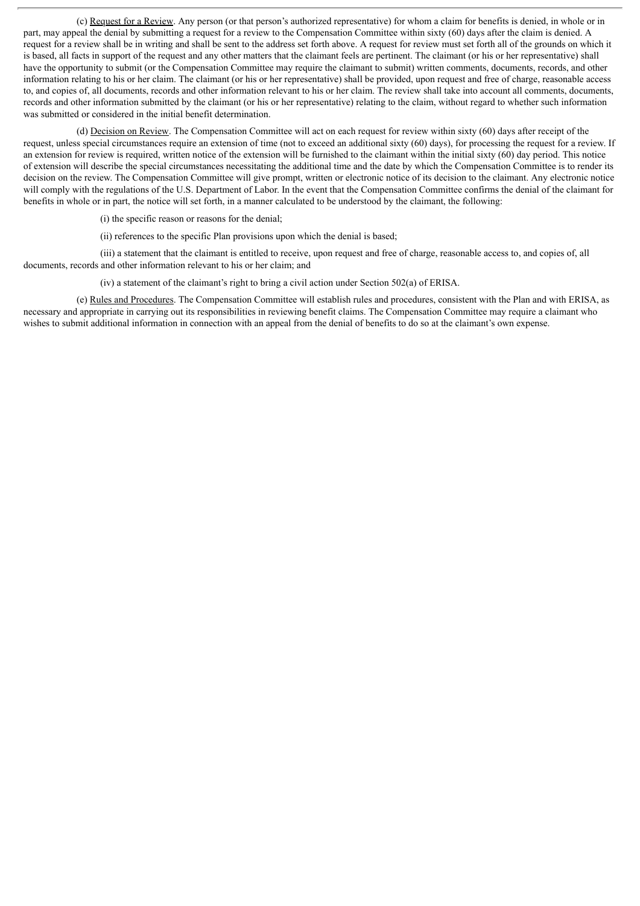(c) Request for a Review. Any person (or that person's authorized representative) for whom a claim for benefits is denied, in whole or in part, may appeal the denial by submitting a request for a review to the Compensation Committee within sixty (60) days after the claim is denied. A request for a review shall be in writing and shall be sent to the address set forth above. A request for review must set forth all of the grounds on which it is based, all facts in support of the request and any other matters that the claimant feels are pertinent. The claimant (or his or her representative) shall have the opportunity to submit (or the Compensation Committee may require the claimant to submit) written comments, documents, records, and other information relating to his or her claim. The claimant (or his or her representative) shall be provided, upon request and free of charge, reasonable access to, and copies of, all documents, records and other information relevant to his or her claim. The review shall take into account all comments, documents, records and other information submitted by the claimant (or his or her representative) relating to the claim, without regard to whether such information was submitted or considered in the initial benefit determination.

(d) Decision on Review. The Compensation Committee will act on each request for review within sixty (60) days after receipt of the request, unless special circumstances require an extension of time (not to exceed an additional sixty (60) days), for processing the request for a review. If an extension for review is required, written notice of the extension will be furnished to the claimant within the initial sixty (60) day period. This notice of extension will describe the special circumstances necessitating the additional time and the date by which the Compensation Committee is to render its decision on the review. The Compensation Committee will give prompt, written or electronic notice of its decision to the claimant. Any electronic notice will comply with the regulations of the U.S. Department of Labor. In the event that the Compensation Committee confirms the denial of the claimant for benefits in whole or in part, the notice will set forth, in a manner calculated to be understood by the claimant, the following:

(i) the specific reason or reasons for the denial;

(ii) references to the specific Plan provisions upon which the denial is based;

(iii) a statement that the claimant is entitled to receive, upon request and free of charge, reasonable access to, and copies of, all documents, records and other information relevant to his or her claim; and

(iv) a statement of the claimant's right to bring a civil action under Section 502(a) of ERISA.

(e) Rules and Procedures. The Compensation Committee will establish rules and procedures, consistent with the Plan and with ERISA, as necessary and appropriate in carrying out its responsibilities in reviewing benefit claims. The Compensation Committee may require a claimant who wishes to submit additional information in connection with an appeal from the denial of benefits to do so at the claimant's own expense.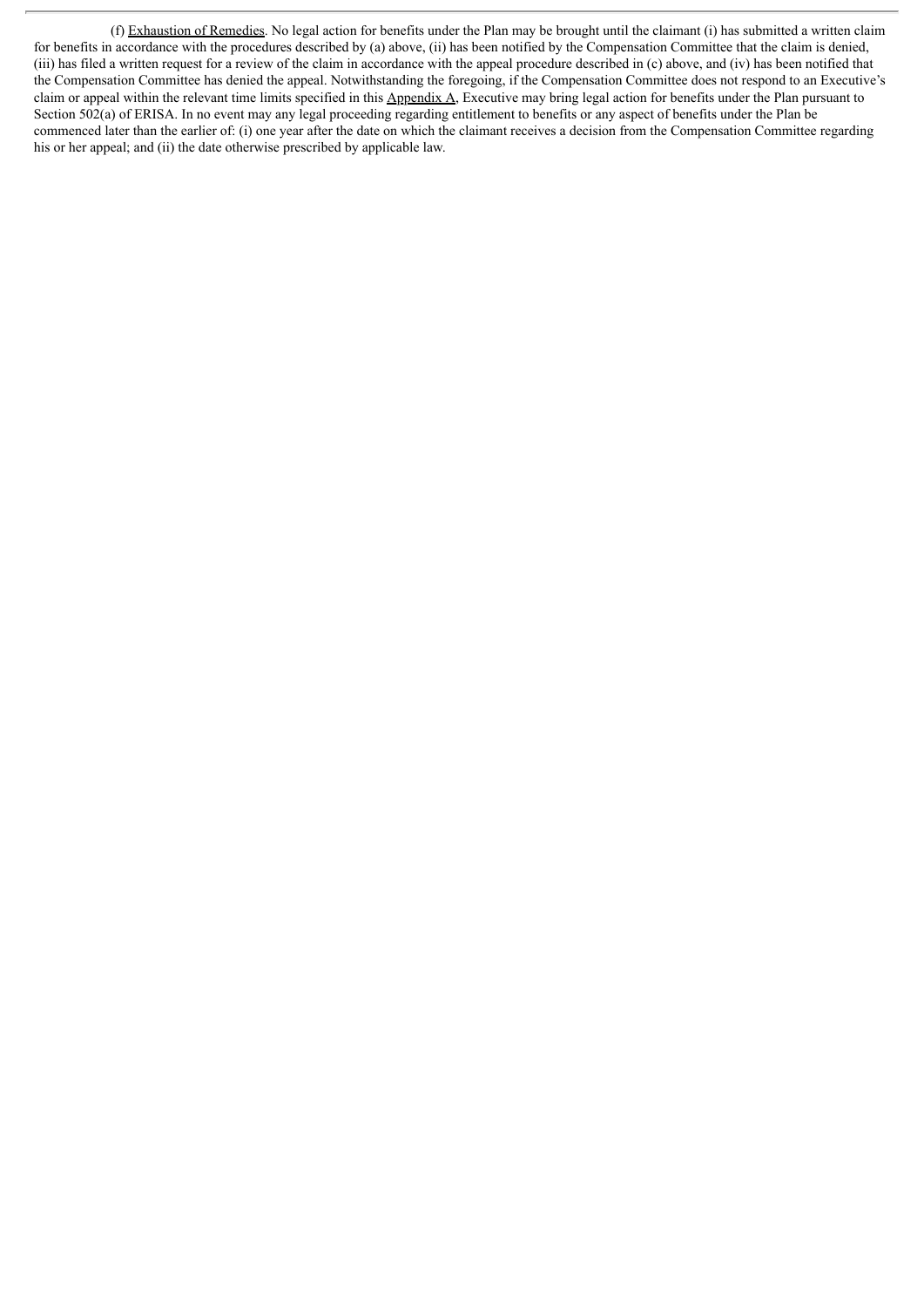(f) Exhaustion of Remedies. No legal action for benefits under the Plan may be brought until the claimant (i) has submitted a written claim for benefits in accordance with the procedures described by (a) above, (ii) has been notified by the Compensation Committee that the claim is denied, (iii) has filed a written request for a review of the claim in accordance with the appeal procedure described in (c) above, and (iv) has been notified that the Compensation Committee has denied the appeal. Notwithstanding the foregoing, if the Compensation Committee does not respond to an Executive's claim or appeal within the relevant time limits specified in this Appendix A, Executive may bring legal action for benefits under the Plan pursuant to Section 502(a) of ERISA. In no event may any legal proceeding regarding entitlement to benefits or any aspect of benefits under the Plan be commenced later than the earlier of: (i) one year after the date on which the claimant receives a decision from the Compensation Committee regarding his or her appeal; and (ii) the date otherwise prescribed by applicable law.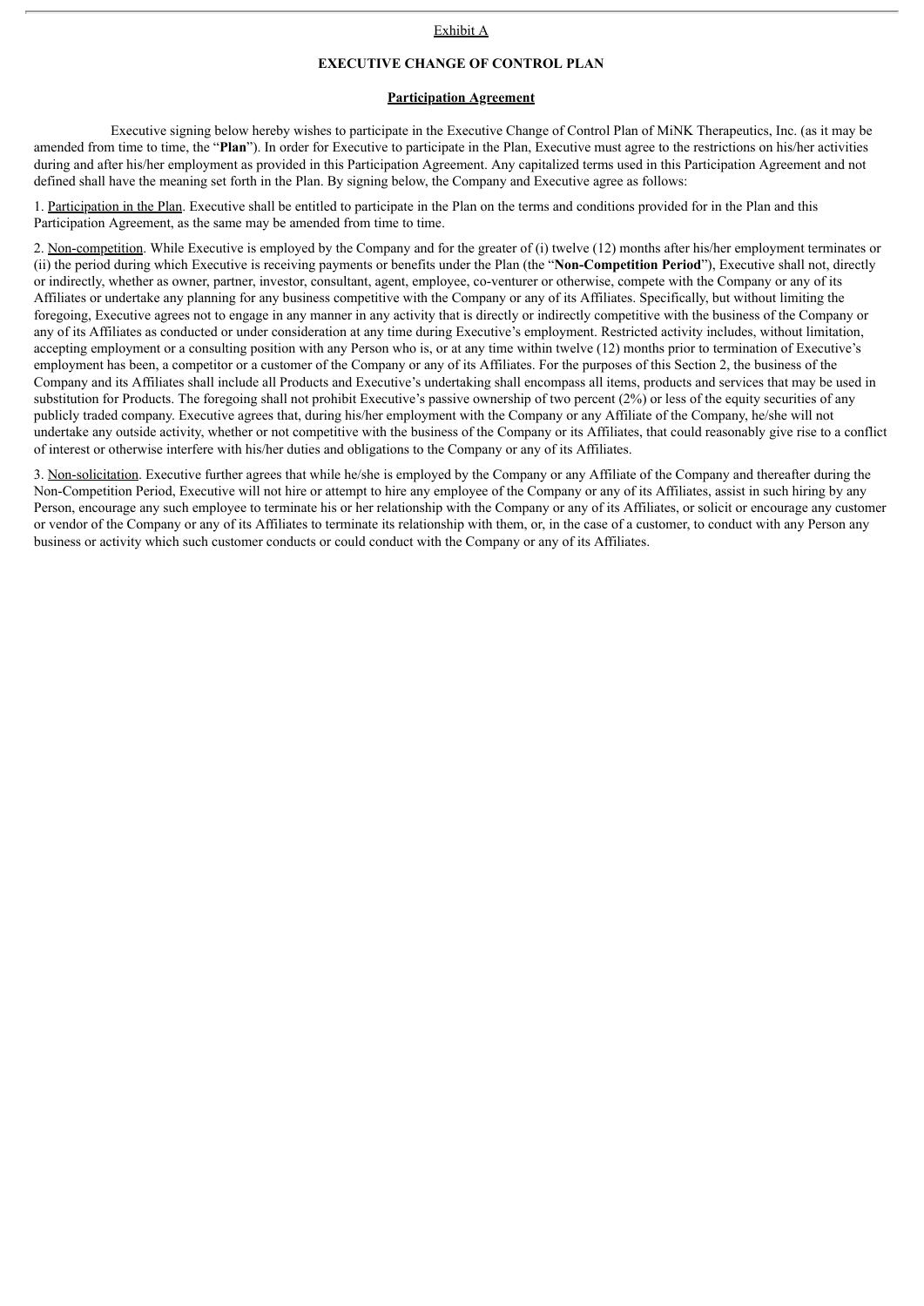Exhibit A

# EXECUTIVE CHANGE OF CONTROL PLAN

## Participation Agreement

Executive signing below hereby wishes to participate in the Executive Change of Control Plan of MiNK Therapeutics, Inc. (as it may be amended from time to time, the "**Plan**"). In order for Executive to participate in the Plan, Executive must agree to the restrictions on his/her activities during and after his/her employment as provided in this Participation Agreement. Any capitalized terms used in this Participation Agreement and not defined shall have the meaning set forth in the Plan. By signing below, the Company and Executive agree as follows:

1. Participation in the Plan. Executive shall be entitled to participate in the Plan on the terms and conditions provided for in the Plan and this Participation Agreement, as the same may be amended from time to time.

2. Non-competition. While Executive is employed by the Company and for the greater of (i) twelve (12) months after his/her employment terminates or (ii) the period during which Executive is receiving payments or benefits under the Plan (the "**Non-Competition Period**"), Executive shall not, directly or indirectly, whether as owner, partner, investor, consultant, agent, employee, co-venturer or otherwise, compete with the Company or any of its Affiliates or undertake any planning for any business competitive with the Company or any of its Affiliates. Specifically, but without limiting the foregoing, Executive agrees not to engage in any manner in any activity that is directly or indirectly competitive with the business of the Company or any of its Affiliates as conducted or under consideration at any time during Executive's employment. Restricted activity includes, without limitation, accepting employment or a consulting position with any Person who is, or at any time within twelve (12) months prior to termination of Executive's employment has been, a competitor or a customer of the Company or any of its Affiliates. For the purposes of this Section 2, the business of the Company and its Affiliates shall include all Products and Executive's undertaking shall encompass all items, products and services that may be used in substitution for Products. The foregoing shall not prohibit Executive's passive ownership of two percent (2%) or less of the equity securities of any publicly traded company. Executive agrees that, during his/her employment with the Company or any Affiliate of the Company, he/she will not undertake any outside activity, whether or not competitive with the business of the Company or its Affiliates, that could reasonably give rise to a conflict of interest or otherwise interfere with his/her duties and obligations to the Company or any of its Affiliates.

3. Non-solicitation. Executive further agrees that while he/she is employed by the Company or any Affiliate of the Company and thereafter during the Non-Competition Period, Executive will not hire or attempt to hire any employee of the Company or any of its Affiliates, assist in such hiring by any Person, encourage any such employee to terminate his or her relationship with the Company or any of its Affiliates, or solicit or encourage any customer or vendor of the Company or any of its Affiliates to terminate its relationship with them, or, in the case of a customer, to conduct with any Person any business or activity which such customer conducts or could conduct with the Company or any of its Affiliates.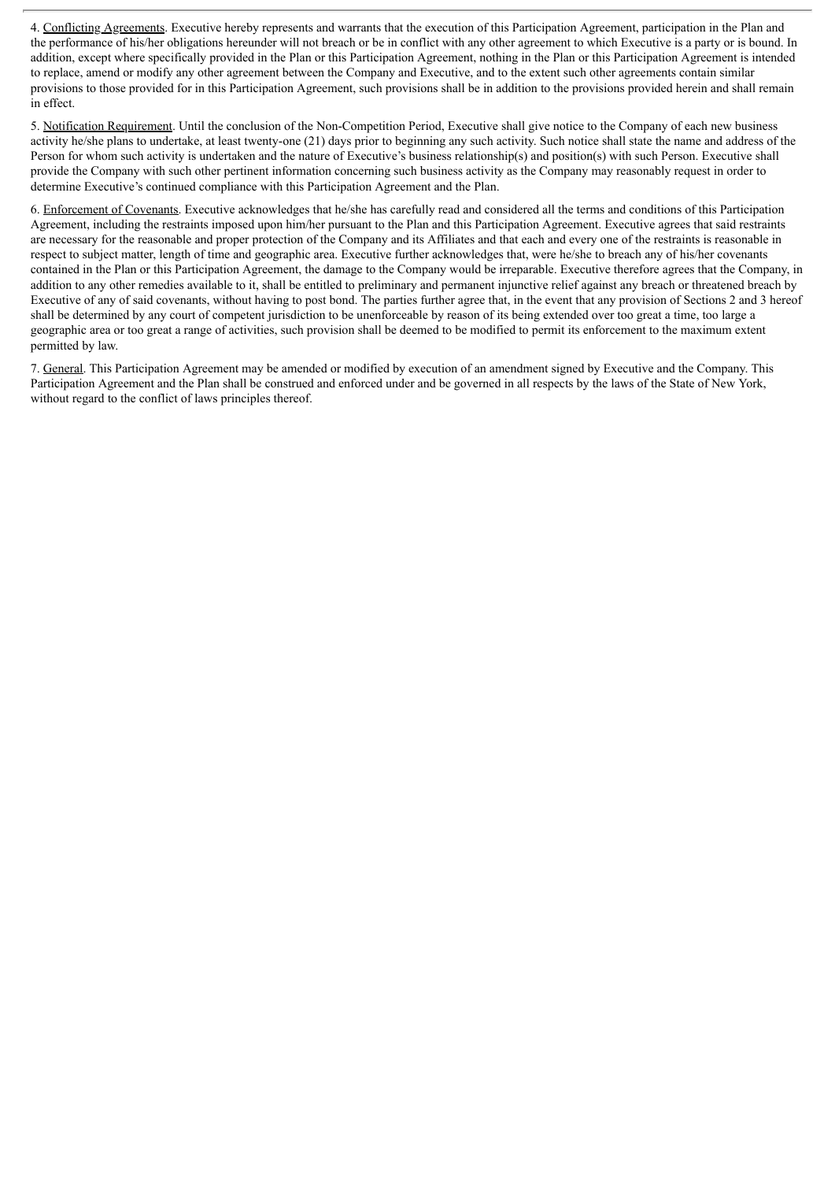4. Conflicting Agreements. Executive hereby represents and warrants that the execution of this Participation Agreement, participation in the Plan and the performance of his/her obligations hereunder will not breach or be in conflict with any other agreement to which Executive is a party or is bound. In addition, except where specifically provided in the Plan or this Participation Agreement, nothing in the Plan or this Participation Agreement is intended to replace, amend or modify any other agreement between the Company and Executive, and to the extent such other agreements contain similar provisions to those provided for in this Participation Agreement, such provisions shall be in addition to the provisions provided herein and shall remain in effect.

5. Notification Requirement. Until the conclusion of the Non-Competition Period, Executive shall give notice to the Company of each new business activity he/she plans to undertake, at least twenty-one (21) days prior to beginning any such activity. Such notice shall state the name and address of the Person for whom such activity is undertaken and the nature of Executive's business relationship(s) and position(s) with such Person. Executive shall provide the Company with such other pertinent information concerning such business activity as the Company may reasonably request in order to determine Executive's continued compliance with this Participation Agreement and the Plan.

6. Enforcement of Covenants. Executive acknowledges that he/she has carefully read and considered all the terms and conditions of this Participation Agreement, including the restraints imposed upon him/her pursuant to the Plan and this Participation Agreement. Executive agrees that said restraints are necessary for the reasonable and proper protection of the Company and its Affiliates and that each and every one of the restraints is reasonable in respect to subject matter, length of time and geographic area. Executive further acknowledges that, were he/she to breach any of his/her covenants contained in the Plan or this Participation Agreement, the damage to the Company would be irreparable. Executive therefore agrees that the Company, in addition to any other remedies available to it, shall be entitled to preliminary and permanent injunctive relief against any breach or threatened breach by Executive of any of said covenants, without having to post bond. The parties further agree that, in the event that any provision of Sections 2 and 3 hereof shall be determined by any court of competent jurisdiction to be unenforceable by reason of its being extended over too great a time, too large a geographic area or too great a range of activities, such provision shall be deemed to be modified to permit its enforcement to the maximum extent permitted by law.

7. General. This Participation Agreement may be amended or modified by execution of an amendment signed by Executive and the Company. This Participation Agreement and the Plan shall be construed and enforced under and be governed in all respects by the laws of the State of New York, without regard to the conflict of laws principles thereof.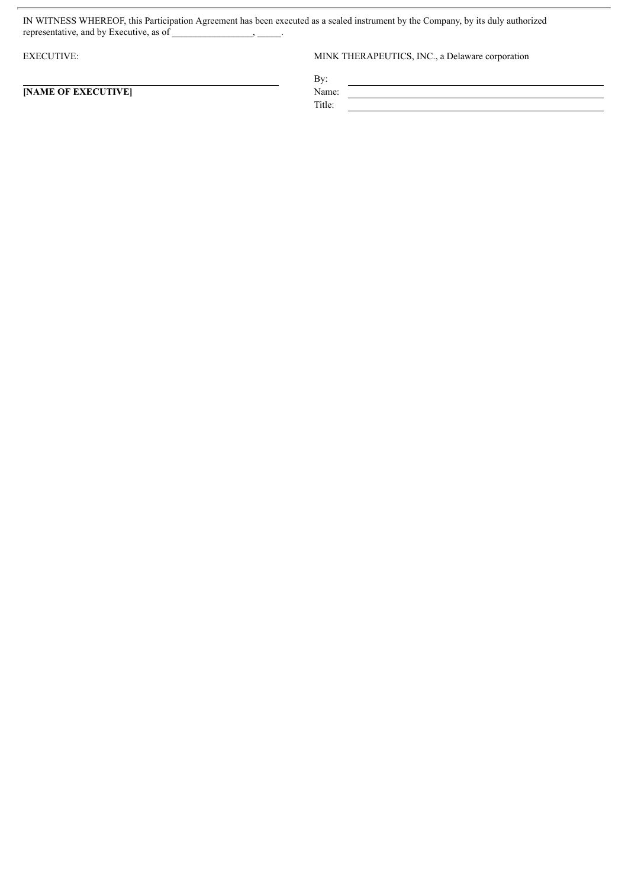IN WITNESS WHEREOF, this Participation Agreement has been executed as a sealed instrument by the Company, by its duly authorized representative, and by Executive, as of _________________, _____.

EXECUTIVE:

______________________________________

**[NAME OF EXECUTIVE]**

MINK THERAPEUTICS, INC., a Delaware corporation

By: ______________________________________

Name: ______________________________________

Title: ______________________________________